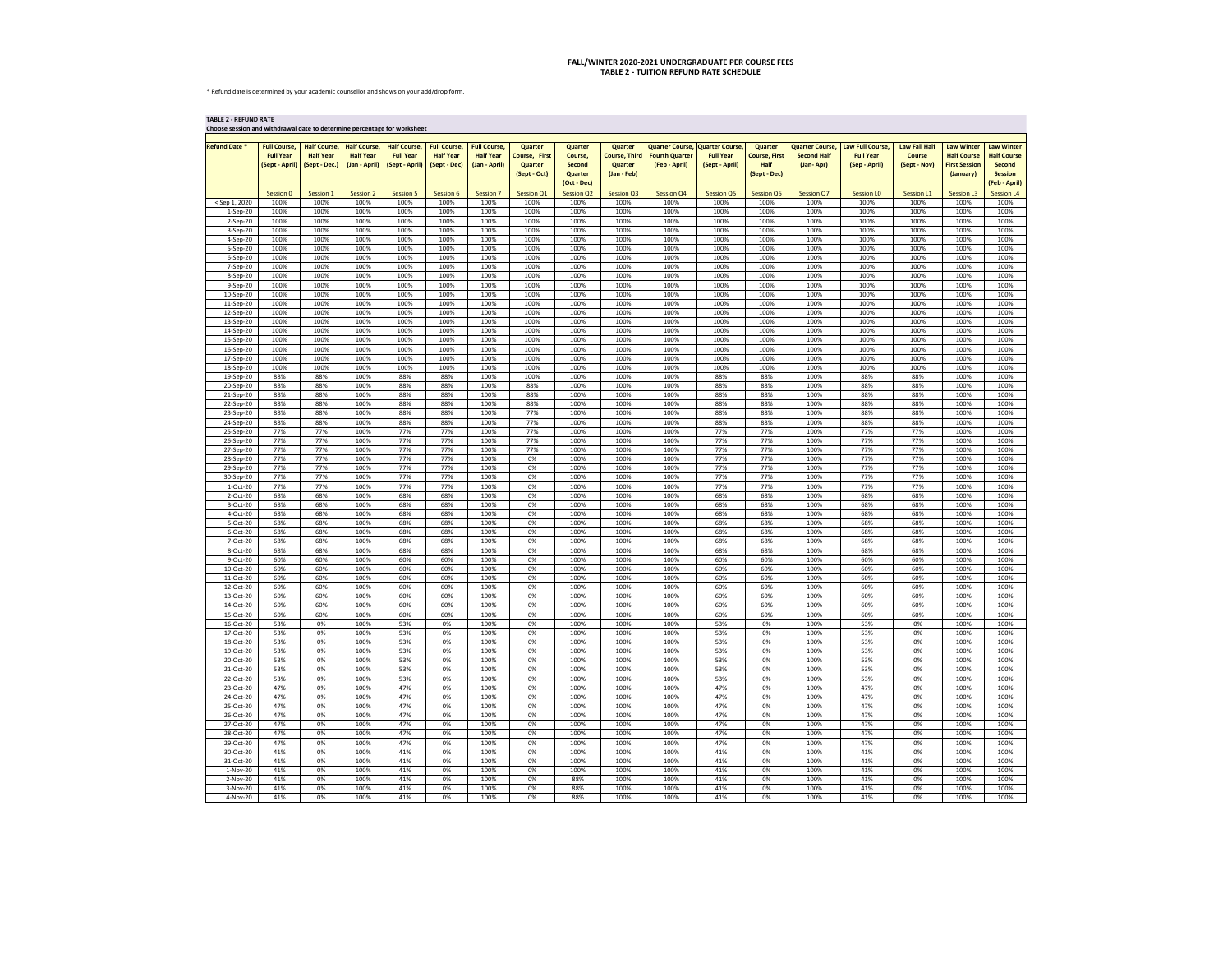# FALL/WINTER 2020-2021 UNDERGRADUATE PER COURSE FEES
## TABLE 2 - TUITION REFUND RATE SCHEDULE

* Refund date is determined by your academic counsellor and shows on your add/drop form.

**TABLE 2 - REFUND RATE**
**Choose session and withdrawal date to determine percentage for worksheet**

| Refund Date * | Full Course, Full Year (Sept - April) Session 0 | Half Course, Half Year (Sept - Dec.) Session 1 | Half Course, Half Year (Jan - April) Session 2 | Half Course, Full Year (Sept - April) Session 5 | Full Course, Half Year (Sept - Dec) Session 6 | Full Course, Half Year (Jan - April) Session 7 | Quarter Course, First Quarter (Sept - Oct) Session Q1 | Quarter Course, Second Quarter (Oct - Dec) Session Q2 | Quarter Course, Third Quarter (Jan - Feb) Session Q3 | Quarter Course, Fourth Quarter (Feb - April) Session Q4 | Quarter Course, Full Year (Sept - April) Session Q5 | Quarter Course, First Half (Sept - Dec) Session Q6 | Quarter Course, Second Half (Jan- Apr) Session Q7 | Law Full Course, Full Year (Sep - April) Session L0 | Law Fall Half Course (Sept - Nov) Session L1 | Law Winter Half Course First Session (January) Session L3 | Law Winter Half Course Second Session (Feb - April) Session L4 |
|---|---|---|---|---|---|---|---|---|---|---|---|---|---|---|---|---|---|
| < Sep 1, 2020 | 100% | 100% | 100% | 100% | 100% | 100% | 100% | 100% | 100% | 100% | 100% | 100% | 100% | 100% | 100% | 100% | 100% |
| 1-Sep-20 | 100% | 100% | 100% | 100% | 100% | 100% | 100% | 100% | 100% | 100% | 100% | 100% | 100% | 100% | 100% | 100% | 100% |
| 2-Sep-20 | 100% | 100% | 100% | 100% | 100% | 100% | 100% | 100% | 100% | 100% | 100% | 100% | 100% | 100% | 100% | 100% | 100% |
| 3-Sep-20 | 100% | 100% | 100% | 100% | 100% | 100% | 100% | 100% | 100% | 100% | 100% | 100% | 100% | 100% | 100% | 100% | 100% |
| 4-Sep-20 | 100% | 100% | 100% | 100% | 100% | 100% | 100% | 100% | 100% | 100% | 100% | 100% | 100% | 100% | 100% | 100% | 100% |
| 5-Sep-20 | 100% | 100% | 100% | 100% | 100% | 100% | 100% | 100% | 100% | 100% | 100% | 100% | 100% | 100% | 100% | 100% | 100% |
| 6-Sep-20 | 100% | 100% | 100% | 100% | 100% | 100% | 100% | 100% | 100% | 100% | 100% | 100% | 100% | 100% | 100% | 100% | 100% |
| 7-Sep-20 | 100% | 100% | 100% | 100% | 100% | 100% | 100% | 100% | 100% | 100% | 100% | 100% | 100% | 100% | 100% | 100% | 100% |
| 8-Sep-20 | 100% | 100% | 100% | 100% | 100% | 100% | 100% | 100% | 100% | 100% | 100% | 100% | 100% | 100% | 100% | 100% | 100% |
| 9-Sep-20 | 100% | 100% | 100% | 100% | 100% | 100% | 100% | 100% | 100% | 100% | 100% | 100% | 100% | 100% | 100% | 100% | 100% |
| 10-Sep-20 | 100% | 100% | 100% | 100% | 100% | 100% | 100% | 100% | 100% | 100% | 100% | 100% | 100% | 100% | 100% | 100% | 100% |
| 11-Sep-20 | 100% | 100% | 100% | 100% | 100% | 100% | 100% | 100% | 100% | 100% | 100% | 100% | 100% | 100% | 100% | 100% | 100% |
| 12-Sep-20 | 100% | 100% | 100% | 100% | 100% | 100% | 100% | 100% | 100% | 100% | 100% | 100% | 100% | 100% | 100% | 100% | 100% |
| 13-Sep-20 | 100% | 100% | 100% | 100% | 100% | 100% | 100% | 100% | 100% | 100% | 100% | 100% | 100% | 100% | 100% | 100% | 100% |
| 14-Sep-20 | 100% | 100% | 100% | 100% | 100% | 100% | 100% | 100% | 100% | 100% | 100% | 100% | 100% | 100% | 100% | 100% | 100% |
| 15-Sep-20 | 100% | 100% | 100% | 100% | 100% | 100% | 100% | 100% | 100% | 100% | 100% | 100% | 100% | 100% | 100% | 100% | 100% |
| 16-Sep-20 | 100% | 100% | 100% | 100% | 100% | 100% | 100% | 100% | 100% | 100% | 100% | 100% | 100% | 100% | 100% | 100% | 100% |
| 17-Sep-20 | 100% | 100% | 100% | 100% | 100% | 100% | 100% | 100% | 100% | 100% | 100% | 100% | 100% | 100% | 100% | 100% | 100% |
| 18-Sep-20 | 100% | 100% | 100% | 100% | 100% | 100% | 100% | 100% | 100% | 100% | 100% | 100% | 100% | 100% | 100% | 100% | 100% |
| 19-Sep-20 | 88% | 88% | 100% | 88% | 88% | 100% | 100% | 100% | 100% | 100% | 88% | 88% | 100% | 88% | 88% | 100% | 100% |
| 20-Sep-20 | 88% | 88% | 100% | 88% | 88% | 100% | 88% | 100% | 100% | 100% | 88% | 88% | 100% | 88% | 88% | 100% | 100% |
| 21-Sep-20 | 88% | 88% | 100% | 88% | 88% | 100% | 88% | 100% | 100% | 100% | 88% | 88% | 100% | 88% | 88% | 100% | 100% |
| 22-Sep-20 | 88% | 88% | 100% | 88% | 88% | 100% | 88% | 100% | 100% | 100% | 88% | 88% | 100% | 88% | 88% | 100% | 100% |
| 23-Sep-20 | 88% | 88% | 100% | 88% | 88% | 100% | 77% | 100% | 100% | 100% | 88% | 88% | 100% | 88% | 88% | 100% | 100% |
| 24-Sep-20 | 88% | 88% | 100% | 88% | 88% | 100% | 77% | 100% | 100% | 100% | 88% | 88% | 100% | 88% | 88% | 100% | 100% |
| 25-Sep-20 | 77% | 77% | 100% | 77% | 77% | 100% | 77% | 100% | 100% | 100% | 77% | 77% | 100% | 77% | 77% | 100% | 100% |
| 26-Sep-20 | 77% | 77% | 100% | 77% | 77% | 100% | 77% | 100% | 100% | 100% | 77% | 77% | 100% | 77% | 77% | 100% | 100% |
| 27-Sep-20 | 77% | 77% | 100% | 77% | 77% | 100% | 77% | 100% | 100% | 100% | 77% | 77% | 100% | 77% | 77% | 100% | 100% |
| 28-Sep-20 | 77% | 77% | 100% | 77% | 77% | 100% | 0% | 100% | 100% | 100% | 77% | 77% | 100% | 77% | 77% | 100% | 100% |
| 29-Sep-20 | 77% | 77% | 100% | 77% | 77% | 100% | 0% | 100% | 100% | 100% | 77% | 77% | 100% | 77% | 77% | 100% | 100% |
| 30-Sep-20 | 77% | 77% | 100% | 77% | 77% | 100% | 0% | 100% | 100% | 100% | 77% | 77% | 100% | 77% | 77% | 100% | 100% |
| 1-Oct-20 | 77% | 77% | 100% | 77% | 77% | 100% | 0% | 100% | 100% | 100% | 77% | 77% | 100% | 77% | 77% | 100% | 100% |
| 2-Oct-20 | 68% | 68% | 100% | 68% | 68% | 100% | 0% | 100% | 100% | 100% | 68% | 68% | 100% | 68% | 68% | 100% | 100% |
| 3-Oct-20 | 68% | 68% | 100% | 68% | 68% | 100% | 0% | 100% | 100% | 100% | 68% | 68% | 100% | 68% | 68% | 100% | 100% |
| 4-Oct-20 | 68% | 68% | 100% | 68% | 68% | 100% | 0% | 100% | 100% | 100% | 68% | 68% | 100% | 68% | 68% | 100% | 100% |
| 5-Oct-20 | 68% | 68% | 100% | 68% | 68% | 100% | 0% | 100% | 100% | 100% | 68% | 68% | 100% | 68% | 68% | 100% | 100% |
| 6-Oct-20 | 68% | 68% | 100% | 68% | 68% | 100% | 0% | 100% | 100% | 100% | 68% | 68% | 100% | 68% | 68% | 100% | 100% |
| 7-Oct-20 | 68% | 68% | 100% | 68% | 68% | 100% | 0% | 100% | 100% | 100% | 68% | 68% | 100% | 68% | 68% | 100% | 100% |
| 8-Oct-20 | 68% | 68% | 100% | 68% | 68% | 100% | 0% | 100% | 100% | 100% | 68% | 68% | 100% | 68% | 68% | 100% | 100% |
| 9-Oct-20 | 60% | 60% | 100% | 60% | 60% | 100% | 0% | 100% | 100% | 100% | 60% | 60% | 100% | 60% | 60% | 100% | 100% |
| 10-Oct-20 | 60% | 60% | 100% | 60% | 60% | 100% | 0% | 100% | 100% | 100% | 60% | 60% | 100% | 60% | 60% | 100% | 100% |
| 11-Oct-20 | 60% | 60% | 100% | 60% | 60% | 100% | 0% | 100% | 100% | 100% | 60% | 60% | 100% | 60% | 60% | 100% | 100% |
| 12-Oct-20 | 60% | 60% | 100% | 60% | 60% | 100% | 0% | 100% | 100% | 100% | 60% | 60% | 100% | 60% | 60% | 100% | 100% |
| 13-Oct-20 | 60% | 60% | 100% | 60% | 60% | 100% | 0% | 100% | 100% | 100% | 60% | 60% | 100% | 60% | 60% | 100% | 100% |
| 14-Oct-20 | 60% | 60% | 100% | 60% | 60% | 100% | 0% | 100% | 100% | 100% | 60% | 60% | 100% | 60% | 60% | 100% | 100% |
| 15-Oct-20 | 60% | 60% | 100% | 60% | 60% | 100% | 0% | 100% | 100% | 100% | 60% | 60% | 100% | 60% | 60% | 100% | 100% |
| 16-Oct-20 | 53% | 0% | 100% | 53% | 0% | 100% | 0% | 100% | 100% | 100% | 53% | 0% | 100% | 53% | 0% | 100% | 100% |
| 17-Oct-20 | 53% | 0% | 100% | 53% | 0% | 100% | 0% | 100% | 100% | 100% | 53% | 0% | 100% | 53% | 0% | 100% | 100% |
| 18-Oct-20 | 53% | 0% | 100% | 53% | 0% | 100% | 0% | 100% | 100% | 100% | 53% | 0% | 100% | 53% | 0% | 100% | 100% |
| 19-Oct-20 | 53% | 0% | 100% | 53% | 0% | 100% | 0% | 100% | 100% | 100% | 53% | 0% | 100% | 53% | 0% | 100% | 100% |
| 20-Oct-20 | 53% | 0% | 100% | 53% | 0% | 100% | 0% | 100% | 100% | 100% | 53% | 0% | 100% | 53% | 0% | 100% | 100% |
| 21-Oct-20 | 53% | 0% | 100% | 53% | 0% | 100% | 0% | 100% | 100% | 100% | 53% | 0% | 100% | 53% | 0% | 100% | 100% |
| 22-Oct-20 | 53% | 0% | 100% | 53% | 0% | 100% | 0% | 100% | 100% | 100% | 53% | 0% | 100% | 53% | 0% | 100% | 100% |
| 23-Oct-20 | 47% | 0% | 100% | 47% | 0% | 100% | 0% | 100% | 100% | 100% | 47% | 0% | 100% | 47% | 0% | 100% | 100% |
| 24-Oct-20 | 47% | 0% | 100% | 47% | 0% | 100% | 0% | 100% | 100% | 100% | 47% | 0% | 100% | 47% | 0% | 100% | 100% |
| 25-Oct-20 | 47% | 0% | 100% | 47% | 0% | 100% | 0% | 100% | 100% | 100% | 47% | 0% | 100% | 47% | 0% | 100% | 100% |
| 26-Oct-20 | 47% | 0% | 100% | 47% | 0% | 100% | 0% | 100% | 100% | 100% | 47% | 0% | 100% | 47% | 0% | 100% | 100% |
| 27-Oct-20 | 47% | 0% | 100% | 47% | 0% | 100% | 0% | 100% | 100% | 100% | 47% | 0% | 100% | 47% | 0% | 100% | 100% |
| 28-Oct-20 | 47% | 0% | 100% | 47% | 0% | 100% | 0% | 100% | 100% | 100% | 47% | 0% | 100% | 47% | 0% | 100% | 100% |
| 29-Oct-20 | 47% | 0% | 100% | 47% | 0% | 100% | 0% | 100% | 100% | 100% | 47% | 0% | 100% | 47% | 0% | 100% | 100% |
| 30-Oct-20 | 41% | 0% | 100% | 41% | 0% | 100% | 0% | 100% | 100% | 100% | 41% | 0% | 100% | 41% | 0% | 100% | 100% |
| 31-Oct-20 | 41% | 0% | 100% | 41% | 0% | 100% | 0% | 100% | 100% | 100% | 41% | 0% | 100% | 41% | 0% | 100% | 100% |
| 1-Nov-20 | 41% | 0% | 100% | 41% | 0% | 100% | 0% | 100% | 100% | 100% | 41% | 0% | 100% | 41% | 0% | 100% | 100% |
| 2-Nov-20 | 41% | 0% | 100% | 41% | 0% | 100% | 0% | 88% | 100% | 100% | 41% | 0% | 100% | 41% | 0% | 100% | 100% |
| 3-Nov-20 | 41% | 0% | 100% | 41% | 0% | 100% | 0% | 88% | 100% | 100% | 41% | 0% | 100% | 41% | 0% | 100% | 100% |
| 4-Nov-20 | 41% | 0% | 100% | 41% | 0% | 100% | 0% | 88% | 100% | 100% | 41% | 0% | 100% | 41% | 0% | 100% | 100% |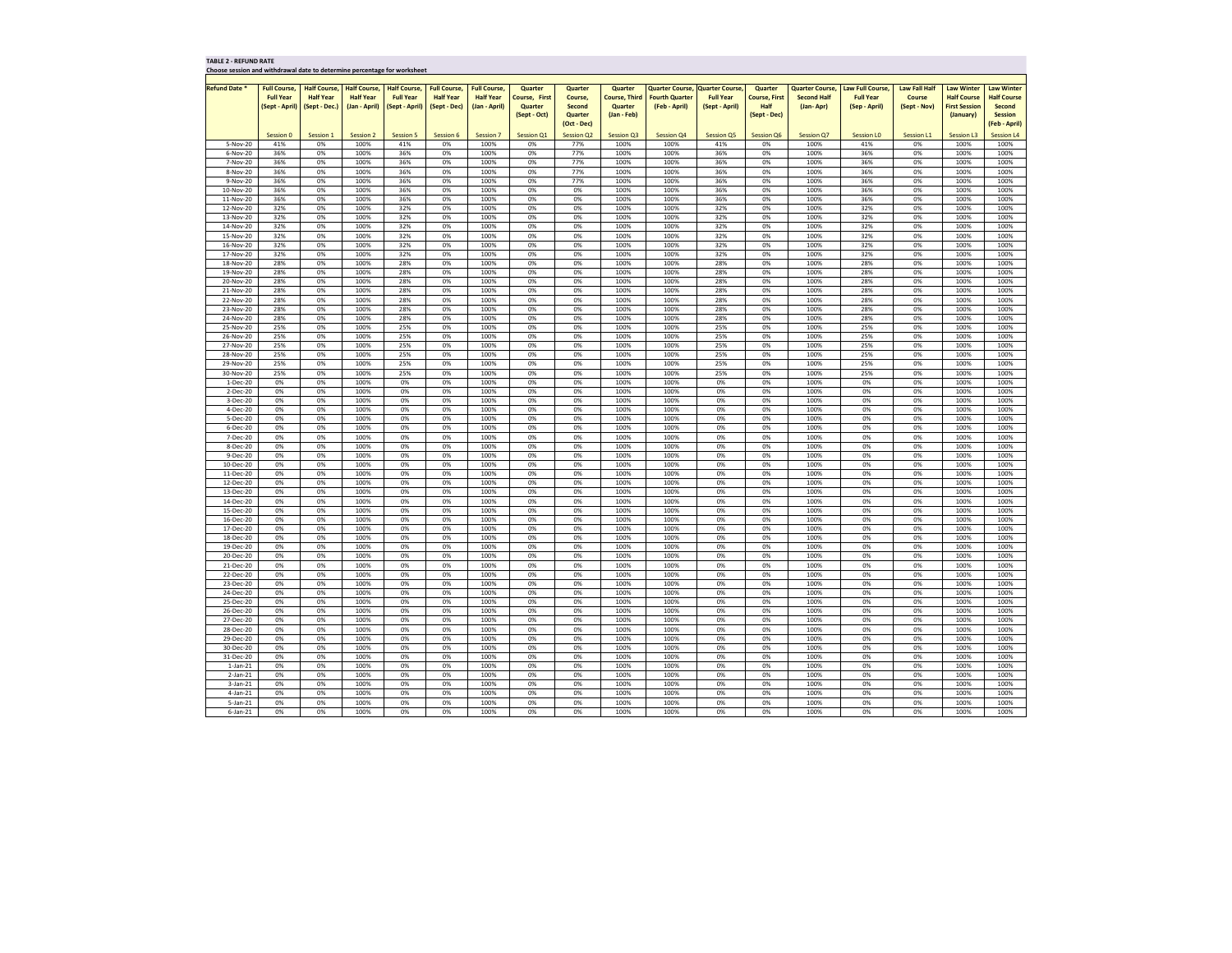**TABLE 2 - REFUND RATE**

**Choose session and withdrawal date to determine percentage for worksheet**

| Refund Date * | Full Course, Full Year (Sept - April) | Half Course, Half Year (Sept - Dec.) | Half Course, Half Year (Jan - April) | Half Course, Full Year (Sept - April) | Full Course, Half Year (Sept - Dec) | Full Course, Half Year (Jan - April) | Quarter Course, First Quarter (Sept - Oct) | Quarter Course, Second Quarter (Oct - Dec) | Quarter Course, Third Quarter (Jan - Feb) | Quarter Course, Fourth Quarter (Feb - April) | Quarter Course, Full Year (Sept - April) | Quarter Course, First Half (Sept - Dec) | Quarter Course, Second Half (Jan- Apr) | Law Full Course, Full Year (Sep - April) | Law Fall Half Course (Sept - Nov) | Law Winter Half Course First Session (January) | Law Winter Half Course Second Session (Feb - April) |
|---|---|---|---|---|---|---|---|---|---|---|---|---|---|---|---|---|---|
| | Session 0 | Session 1 | Session 2 | Session 5 | Session 6 | Session 7 | Session Q1 | Session Q2 | Session Q3 | Session Q4 | Session Q5 | Session Q6 | Session Q7 | Session L0 | Session L1 | Session L3 | Session L4 |
| 5-Nov-20 | 41% | 0% | 100% | 41% | 0% | 100% | 0% | 77% | 100% | 100% | 41% | 0% | 100% | 41% | 0% | 100% | 100% |
| 6-Nov-20 | 36% | 0% | 100% | 36% | 0% | 100% | 0% | 77% | 100% | 100% | 36% | 0% | 100% | 36% | 0% | 100% | 100% |
| 7-Nov-20 | 36% | 0% | 100% | 36% | 0% | 100% | 0% | 77% | 100% | 100% | 36% | 0% | 100% | 36% | 0% | 100% | 100% |
| 8-Nov-20 | 36% | 0% | 100% | 36% | 0% | 100% | 0% | 77% | 100% | 100% | 36% | 0% | 100% | 36% | 0% | 100% | 100% |
| 9-Nov-20 | 36% | 0% | 100% | 36% | 0% | 100% | 0% | 77% | 100% | 100% | 36% | 0% | 100% | 36% | 0% | 100% | 100% |
| 10-Nov-20 | 36% | 0% | 100% | 36% | 0% | 100% | 0% | 0% | 100% | 100% | 36% | 0% | 100% | 36% | 0% | 100% | 100% |
| 11-Nov-20 | 36% | 0% | 100% | 36% | 0% | 100% | 0% | 0% | 100% | 100% | 36% | 0% | 100% | 36% | 0% | 100% | 100% |
| 12-Nov-20 | 32% | 0% | 100% | 32% | 0% | 100% | 0% | 0% | 100% | 100% | 32% | 0% | 100% | 32% | 0% | 100% | 100% |
| 13-Nov-20 | 32% | 0% | 100% | 32% | 0% | 100% | 0% | 0% | 100% | 100% | 32% | 0% | 100% | 32% | 0% | 100% | 100% |
| 14-Nov-20 | 32% | 0% | 100% | 32% | 0% | 100% | 0% | 0% | 100% | 100% | 32% | 0% | 100% | 32% | 0% | 100% | 100% |
| 15-Nov-20 | 32% | 0% | 100% | 32% | 0% | 100% | 0% | 0% | 100% | 100% | 32% | 0% | 100% | 32% | 0% | 100% | 100% |
| 16-Nov-20 | 32% | 0% | 100% | 32% | 0% | 100% | 0% | 0% | 100% | 100% | 32% | 0% | 100% | 32% | 0% | 100% | 100% |
| 17-Nov-20 | 32% | 0% | 100% | 32% | 0% | 100% | 0% | 0% | 100% | 100% | 32% | 0% | 100% | 32% | 0% | 100% | 100% |
| 18-Nov-20 | 28% | 0% | 100% | 28% | 0% | 100% | 0% | 0% | 100% | 100% | 28% | 0% | 100% | 28% | 0% | 100% | 100% |
| 19-Nov-20 | 28% | 0% | 100% | 28% | 0% | 100% | 0% | 0% | 100% | 100% | 28% | 0% | 100% | 28% | 0% | 100% | 100% |
| 20-Nov-20 | 28% | 0% | 100% | 28% | 0% | 100% | 0% | 0% | 100% | 100% | 28% | 0% | 100% | 28% | 0% | 100% | 100% |
| 21-Nov-20 | 28% | 0% | 100% | 28% | 0% | 100% | 0% | 0% | 100% | 100% | 28% | 0% | 100% | 28% | 0% | 100% | 100% |
| 22-Nov-20 | 28% | 0% | 100% | 28% | 0% | 100% | 0% | 0% | 100% | 100% | 28% | 0% | 100% | 28% | 0% | 100% | 100% |
| 23-Nov-20 | 28% | 0% | 100% | 28% | 0% | 100% | 0% | 0% | 100% | 100% | 28% | 0% | 100% | 28% | 0% | 100% | 100% |
| 24-Nov-20 | 28% | 0% | 100% | 28% | 0% | 100% | 0% | 0% | 100% | 100% | 28% | 0% | 100% | 28% | 0% | 100% | 100% |
| 25-Nov-20 | 25% | 0% | 100% | 25% | 0% | 100% | 0% | 0% | 100% | 100% | 25% | 0% | 100% | 25% | 0% | 100% | 100% |
| 26-Nov-20 | 25% | 0% | 100% | 25% | 0% | 100% | 0% | 0% | 100% | 100% | 25% | 0% | 100% | 25% | 0% | 100% | 100% |
| 27-Nov-20 | 25% | 0% | 100% | 25% | 0% | 100% | 0% | 0% | 100% | 100% | 25% | 0% | 100% | 25% | 0% | 100% | 100% |
| 28-Nov-20 | 25% | 0% | 100% | 25% | 0% | 100% | 0% | 0% | 100% | 100% | 25% | 0% | 100% | 25% | 0% | 100% | 100% |
| 29-Nov-20 | 25% | 0% | 100% | 25% | 0% | 100% | 0% | 0% | 100% | 100% | 25% | 0% | 100% | 25% | 0% | 100% | 100% |
| 30-Nov-20 | 25% | 0% | 100% | 25% | 0% | 100% | 0% | 0% | 100% | 100% | 25% | 0% | 100% | 25% | 0% | 100% | 100% |
| 1-Dec-20 | 0% | 0% | 100% | 0% | 0% | 100% | 0% | 0% | 100% | 100% | 0% | 0% | 100% | 0% | 0% | 100% | 100% |
| 2-Dec-20 | 0% | 0% | 100% | 0% | 0% | 100% | 0% | 0% | 100% | 100% | 0% | 0% | 100% | 0% | 0% | 100% | 100% |
| 3-Dec-20 | 0% | 0% | 100% | 0% | 0% | 100% | 0% | 0% | 100% | 100% | 0% | 0% | 100% | 0% | 0% | 100% | 100% |
| 4-Dec-20 | 0% | 0% | 100% | 0% | 0% | 100% | 0% | 0% | 100% | 100% | 0% | 0% | 100% | 0% | 0% | 100% | 100% |
| 5-Dec-20 | 0% | 0% | 100% | 0% | 0% | 100% | 0% | 0% | 100% | 100% | 0% | 0% | 100% | 0% | 0% | 100% | 100% |
| 6-Dec-20 | 0% | 0% | 100% | 0% | 0% | 100% | 0% | 0% | 100% | 100% | 0% | 0% | 100% | 0% | 0% | 100% | 100% |
| 7-Dec-20 | 0% | 0% | 100% | 0% | 0% | 100% | 0% | 0% | 100% | 100% | 0% | 0% | 100% | 0% | 0% | 100% | 100% |
| 8-Dec-20 | 0% | 0% | 100% | 0% | 0% | 100% | 0% | 0% | 100% | 100% | 0% | 0% | 100% | 0% | 0% | 100% | 100% |
| 9-Dec-20 | 0% | 0% | 100% | 0% | 0% | 100% | 0% | 0% | 100% | 100% | 0% | 0% | 100% | 0% | 0% | 100% | 100% |
| 10-Dec-20 | 0% | 0% | 100% | 0% | 0% | 100% | 0% | 0% | 100% | 100% | 0% | 0% | 100% | 0% | 0% | 100% | 100% |
| 11-Dec-20 | 0% | 0% | 100% | 0% | 0% | 100% | 0% | 0% | 100% | 100% | 0% | 0% | 100% | 0% | 0% | 100% | 100% |
| 12-Dec-20 | 0% | 0% | 100% | 0% | 0% | 100% | 0% | 0% | 100% | 100% | 0% | 0% | 100% | 0% | 0% | 100% | 100% |
| 13-Dec-20 | 0% | 0% | 100% | 0% | 0% | 100% | 0% | 0% | 100% | 100% | 0% | 0% | 100% | 0% | 0% | 100% | 100% |
| 14-Dec-20 | 0% | 0% | 100% | 0% | 0% | 100% | 0% | 0% | 100% | 100% | 0% | 0% | 100% | 0% | 0% | 100% | 100% |
| 15-Dec-20 | 0% | 0% | 100% | 0% | 0% | 100% | 0% | 0% | 100% | 100% | 0% | 0% | 100% | 0% | 0% | 100% | 100% |
| 16-Dec-20 | 0% | 0% | 100% | 0% | 0% | 100% | 0% | 0% | 100% | 100% | 0% | 0% | 100% | 0% | 0% | 100% | 100% |
| 17-Dec-20 | 0% | 0% | 100% | 0% | 0% | 100% | 0% | 0% | 100% | 100% | 0% | 0% | 100% | 0% | 0% | 100% | 100% |
| 18-Dec-20 | 0% | 0% | 100% | 0% | 0% | 100% | 0% | 0% | 100% | 100% | 0% | 0% | 100% | 0% | 0% | 100% | 100% |
| 19-Dec-20 | 0% | 0% | 100% | 0% | 0% | 100% | 0% | 0% | 100% | 100% | 0% | 0% | 100% | 0% | 0% | 100% | 100% |
| 20-Dec-20 | 0% | 0% | 100% | 0% | 0% | 100% | 0% | 0% | 100% | 100% | 0% | 0% | 100% | 0% | 0% | 100% | 100% |
| 21-Dec-20 | 0% | 0% | 100% | 0% | 0% | 100% | 0% | 0% | 100% | 100% | 0% | 0% | 100% | 0% | 0% | 100% | 100% |
| 22-Dec-20 | 0% | 0% | 100% | 0% | 0% | 100% | 0% | 0% | 100% | 100% | 0% | 0% | 100% | 0% | 0% | 100% | 100% |
| 23-Dec-20 | 0% | 0% | 100% | 0% | 0% | 100% | 0% | 0% | 100% | 100% | 0% | 0% | 100% | 0% | 0% | 100% | 100% |
| 24-Dec-20 | 0% | 0% | 100% | 0% | 0% | 100% | 0% | 0% | 100% | 100% | 0% | 0% | 100% | 0% | 0% | 100% | 100% |
| 25-Dec-20 | 0% | 0% | 100% | 0% | 0% | 100% | 0% | 0% | 100% | 100% | 0% | 0% | 100% | 0% | 0% | 100% | 100% |
| 26-Dec-20 | 0% | 0% | 100% | 0% | 0% | 100% | 0% | 0% | 100% | 100% | 0% | 0% | 100% | 0% | 0% | 100% | 100% |
| 27-Dec-20 | 0% | 0% | 100% | 0% | 0% | 100% | 0% | 0% | 100% | 100% | 0% | 0% | 100% | 0% | 0% | 100% | 100% |
| 28-Dec-20 | 0% | 0% | 100% | 0% | 0% | 100% | 0% | 0% | 100% | 100% | 0% | 0% | 100% | 0% | 0% | 100% | 100% |
| 29-Dec-20 | 0% | 0% | 100% | 0% | 0% | 100% | 0% | 0% | 100% | 100% | 0% | 0% | 100% | 0% | 0% | 100% | 100% |
| 30-Dec-20 | 0% | 0% | 100% | 0% | 0% | 100% | 0% | 0% | 100% | 100% | 0% | 0% | 100% | 0% | 0% | 100% | 100% |
| 31-Dec-20 | 0% | 0% | 100% | 0% | 0% | 100% | 0% | 0% | 100% | 100% | 0% | 0% | 100% | 0% | 0% | 100% | 100% |
| 1-Jan-21 | 0% | 0% | 100% | 0% | 0% | 100% | 0% | 0% | 100% | 100% | 0% | 0% | 100% | 0% | 0% | 100% | 100% |
| 2-Jan-21 | 0% | 0% | 100% | 0% | 0% | 100% | 0% | 0% | 100% | 100% | 0% | 0% | 100% | 0% | 0% | 100% | 100% |
| 3-Jan-21 | 0% | 0% | 100% | 0% | 0% | 100% | 0% | 0% | 100% | 100% | 0% | 0% | 100% | 0% | 0% | 100% | 100% |
| 4-Jan-21 | 0% | 0% | 100% | 0% | 0% | 100% | 0% | 0% | 100% | 100% | 0% | 0% | 100% | 0% | 0% | 100% | 100% |
| 5-Jan-21 | 0% | 0% | 100% | 0% | 0% | 100% | 0% | 0% | 100% | 100% | 0% | 0% | 100% | 0% | 0% | 100% | 100% |
| 6-Jan-21 | 0% | 0% | 100% | 0% | 0% | 100% | 0% | 0% | 100% | 100% | 0% | 0% | 100% | 0% | 0% | 100% | 100% |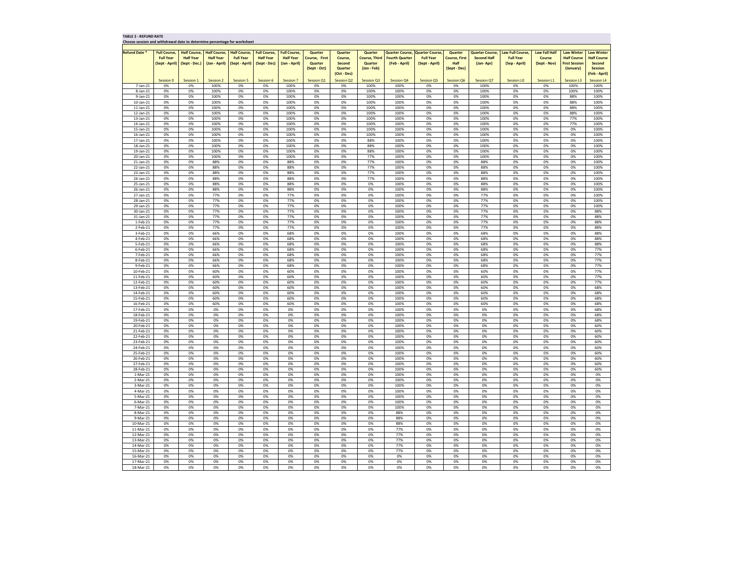**TABLE 2 - REFUND RATE**

**Choose session and withdrawal date to determine percentage for worksheet**

| Refund Date * | Full Course, Full Year (Sept - April) | Half Course, Half Year (Sept - Dec.) | Half Course, Half Year (Jan - April) | Half Course, Full Year (Sept - April) | Full Course, Half Year (Sept - Dec) | Full Course, Half Year (Jan - April) | Quarter Course, First Quarter (Sept - Oct) | Quarter Course, Second Quarter (Oct - Dec) | Quarter Course, Third Quarter (Jan - Feb) | Quarter Course, Fourth Quarter (Feb - April) | Quarter Course, Full Year (Sept - April) | Quarter Course, First Half (Sept - Dec) | Quarter Course, Second Half (Jan- Apr) | Law Full Course, Full Year (Sep - April) | Law Fall Half Course (Sept - Nov) | Law Winter Half Course First Session (January) | Law Winter Half Course Second Session (Feb - April) |
|---|---|---|---|---|---|---|---|---|---|---|---|---|---|---|---|---|---|
| | Session 0 | Session 1 | Session 2 | Session 5 | Session 6 | Session 7 | Session Q1 | Session Q2 | Session Q3 | Session Q4 | Session Q5 | Session Q6 | Session Q7 | Session L0 | Session L1 | Session L3 | Session L4 |
| 7-Jan-21 | 0% | 0% | 100% | 0% | 0% | 100% | 0% | 0% | 100% | 100% | 0% | 0% | 100% | 0% | 0% | 100% | 100% |
| 8-Jan-21 | 0% | 0% | 100% | 0% | 0% | 100% | 0% | 0% | 100% | 100% | 0% | 0% | 100% | 0% | 0% | 100% | 100% |
| 9-Jan-21 | 0% | 0% | 100% | 0% | 0% | 100% | 0% | 0% | 100% | 100% | 0% | 0% | 100% | 0% | 0% | 88% | 100% |
| 10-Jan-21 | 0% | 0% | 100% | 0% | 0% | 100% | 0% | 0% | 100% | 100% | 0% | 0% | 100% | 0% | 0% | 88% | 100% |
| 11-Jan-21 | 0% | 0% | 100% | 0% | 0% | 100% | 0% | 0% | 100% | 100% | 0% | 0% | 100% | 0% | 0% | 88% | 100% |
| 12-Jan-21 | 0% | 0% | 100% | 0% | 0% | 100% | 0% | 0% | 100% | 100% | 0% | 0% | 100% | 0% | 0% | 88% | 100% |
| 13-Jan-21 | 0% | 0% | 100% | 0% | 0% | 100% | 0% | 0% | 100% | 100% | 0% | 0% | 100% | 0% | 0% | 77% | 100% |
| 14-Jan-21 | 0% | 0% | 100% | 0% | 0% | 100% | 0% | 0% | 100% | 100% | 0% | 0% | 100% | 0% | 0% | 77% | 100% |
| 15-Jan-21 | 0% | 0% | 100% | 0% | 0% | 100% | 0% | 0% | 100% | 100% | 0% | 0% | 100% | 0% | 0% | 0% | 100% |
| 16-Jan-21 | 0% | 0% | 100% | 0% | 0% | 100% | 0% | 0% | 100% | 100% | 0% | 0% | 100% | 0% | 0% | 0% | 100% |
| 17-Jan-21 | 0% | 0% | 100% | 0% | 0% | 100% | 0% | 0% | 88% | 100% | 0% | 0% | 100% | 0% | 0% | 0% | 100% |
| 18-Jan-21 | 0% | 0% | 100% | 0% | 0% | 100% | 0% | 0% | 88% | 100% | 0% | 0% | 100% | 0% | 0% | 0% | 100% |
| 19-Jan-21 | 0% | 0% | 100% | 0% | 0% | 100% | 0% | 0% | 88% | 100% | 0% | 0% | 100% | 0% | 0% | 0% | 100% |
| 20-Jan-21 | 0% | 0% | 100% | 0% | 0% | 100% | 0% | 0% | 77% | 100% | 0% | 0% | 100% | 0% | 0% | 0% | 100% |
| 21-Jan-21 | 0% | 0% | 88% | 0% | 0% | 88% | 0% | 0% | 77% | 100% | 0% | 0% | 88% | 0% | 0% | 0% | 100% |
| 22-Jan-21 | 0% | 0% | 88% | 0% | 0% | 88% | 0% | 0% | 77% | 100% | 0% | 0% | 88% | 0% | 0% | 0% | 100% |
| 23-Jan-21 | 0% | 0% | 88% | 0% | 0% | 88% | 0% | 0% | 77% | 100% | 0% | 0% | 88% | 0% | 0% | 0% | 100% |
| 24-Jan-21 | 0% | 0% | 88% | 0% | 0% | 88% | 0% | 0% | 77% | 100% | 0% | 0% | 88% | 0% | 0% | 0% | 100% |
| 25-Jan-21 | 0% | 0% | 88% | 0% | 0% | 88% | 0% | 0% | 0% | 100% | 0% | 0% | 88% | 0% | 0% | 0% | 100% |
| 26-Jan-21 | 0% | 0% | 88% | 0% | 0% | 88% | 0% | 0% | 0% | 100% | 0% | 0% | 88% | 0% | 0% | 0% | 100% |
| 27-Jan-21 | 0% | 0% | 77% | 0% | 0% | 77% | 0% | 0% | 0% | 100% | 0% | 0% | 77% | 0% | 0% | 0% | 100% |
| 28-Jan-21 | 0% | 0% | 77% | 0% | 0% | 77% | 0% | 0% | 0% | 100% | 0% | 0% | 77% | 0% | 0% | 0% | 100% |
| 29-Jan-21 | 0% | 0% | 77% | 0% | 0% | 77% | 0% | 0% | 0% | 100% | 0% | 0% | 77% | 0% | 0% | 0% | 100% |
| 30-Jan-21 | 0% | 0% | 77% | 0% | 0% | 77% | 0% | 0% | 0% | 100% | 0% | 0% | 77% | 0% | 0% | 0% | 88% |
| 31-Jan-21 | 0% | 0% | 77% | 0% | 0% | 77% | 0% | 0% | 0% | 100% | 0% | 0% | 77% | 0% | 0% | 0% | 88% |
| 1-Feb-21 | 0% | 0% | 77% | 0% | 0% | 77% | 0% | 0% | 0% | 100% | 0% | 0% | 77% | 0% | 0% | 0% | 88% |
| 2-Feb-21 | 0% | 0% | 77% | 0% | 0% | 77% | 0% | 0% | 0% | 100% | 0% | 0% | 77% | 0% | 0% | 0% | 88% |
| 3-Feb-21 | 0% | 0% | 66% | 0% | 0% | 68% | 0% | 0% | 0% | 100% | 0% | 0% | 68% | 0% | 0% | 0% | 88% |
| 4-Feb-21 | 0% | 0% | 66% | 0% | 0% | 68% | 0% | 0% | 0% | 100% | 0% | 0% | 68% | 0% | 0% | 0% | 88% |
| 5-Feb-21 | 0% | 0% | 66% | 0% | 0% | 68% | 0% | 0% | 0% | 100% | 0% | 0% | 68% | 0% | 0% | 0% | 88% |
| 6-Feb-21 | 0% | 0% | 66% | 0% | 0% | 68% | 0% | 0% | 0% | 100% | 0% | 0% | 68% | 0% | 0% | 0% | 77% |
| 7-Feb-21 | 0% | 0% | 66% | 0% | 0% | 68% | 0% | 0% | 0% | 100% | 0% | 0% | 68% | 0% | 0% | 0% | 77% |
| 8-Feb-21 | 0% | 0% | 66% | 0% | 0% | 68% | 0% | 0% | 0% | 100% | 0% | 0% | 68% | 0% | 0% | 0% | 77% |
| 9-Feb-21 | 0% | 0% | 66% | 0% | 0% | 68% | 0% | 0% | 0% | 100% | 0% | 0% | 68% | 0% | 0% | 0% | 77% |
| 10-Feb-21 | 0% | 0% | 60% | 0% | 0% | 60% | 0% | 0% | 0% | 100% | 0% | 0% | 60% | 0% | 0% | 0% | 77% |
| 11-Feb-21 | 0% | 0% | 60% | 0% | 0% | 60% | 0% | 0% | 0% | 100% | 0% | 0% | 60% | 0% | 0% | 0% | 77% |
| 12-Feb-21 | 0% | 0% | 60% | 0% | 0% | 60% | 0% | 0% | 0% | 100% | 0% | 0% | 60% | 0% | 0% | 0% | 77% |
| 13-Feb-21 | 0% | 0% | 60% | 0% | 0% | 60% | 0% | 0% | 0% | 100% | 0% | 0% | 60% | 0% | 0% | 0% | 68% |
| 14-Feb-21 | 0% | 0% | 60% | 0% | 0% | 60% | 0% | 0% | 0% | 100% | 0% | 0% | 60% | 0% | 0% | 0% | 68% |
| 15-Feb-21 | 0% | 0% | 60% | 0% | 0% | 60% | 0% | 0% | 0% | 100% | 0% | 0% | 60% | 0% | 0% | 0% | 68% |
| 16-Feb-21 | 0% | 0% | 60% | 0% | 0% | 60% | 0% | 0% | 0% | 100% | 0% | 0% | 60% | 0% | 0% | 0% | 68% |
| 17-Feb-21 | 0% | 0% | 0% | 0% | 0% | 0% | 0% | 0% | 0% | 100% | 0% | 0% | 0% | 0% | 0% | 0% | 68% |
| 18-Feb-21 | 0% | 0% | 0% | 0% | 0% | 0% | 0% | 0% | 0% | 100% | 0% | 0% | 0% | 0% | 0% | 0% | 68% |
| 19-Feb-21 | 0% | 0% | 0% | 0% | 0% | 0% | 0% | 0% | 0% | 100% | 0% | 0% | 0% | 0% | 0% | 0% | 68% |
| 20-Feb-21 | 0% | 0% | 0% | 0% | 0% | 0% | 0% | 0% | 0% | 100% | 0% | 0% | 0% | 0% | 0% | 0% | 60% |
| 21-Feb-21 | 0% | 0% | 0% | 0% | 0% | 0% | 0% | 0% | 0% | 100% | 0% | 0% | 0% | 0% | 0% | 0% | 60% |
| 22-Feb-21 | 0% | 0% | 0% | 0% | 0% | 0% | 0% | 0% | 0% | 100% | 0% | 0% | 0% | 0% | 0% | 0% | 60% |
| 23-Feb-21 | 0% | 0% | 0% | 0% | 0% | 0% | 0% | 0% | 0% | 100% | 0% | 0% | 0% | 0% | 0% | 0% | 60% |
| 24-Feb-21 | 0% | 0% | 0% | 0% | 0% | 0% | 0% | 0% | 0% | 100% | 0% | 0% | 0% | 0% | 0% | 0% | 60% |
| 25-Feb-21 | 0% | 0% | 0% | 0% | 0% | 0% | 0% | 0% | 0% | 100% | 0% | 0% | 0% | 0% | 0% | 0% | 60% |
| 26-Feb-21 | 0% | 0% | 0% | 0% | 0% | 0% | 0% | 0% | 0% | 100% | 0% | 0% | 0% | 0% | 0% | 0% | 60% |
| 27-Feb-21 | 0% | 0% | 0% | 0% | 0% | 0% | 0% | 0% | 0% | 100% | 0% | 0% | 0% | 0% | 0% | 0% | 60% |
| 28-Feb-21 | 0% | 0% | 0% | 0% | 0% | 0% | 0% | 0% | 0% | 100% | 0% | 0% | 0% | 0% | 0% | 0% | 60% |
| 1-Mar-21 | 0% | 0% | 0% | 0% | 0% | 0% | 0% | 0% | 0% | 100% | 0% | 0% | 0% | 0% | 0% | 0% | 0% |
| 2-Mar-21 | 0% | 0% | 0% | 0% | 0% | 0% | 0% | 0% | 0% | 100% | 0% | 0% | 0% | 0% | 0% | 0% | 0% |
| 3-Mar-21 | 0% | 0% | 0% | 0% | 0% | 0% | 0% | 0% | 0% | 100% | 0% | 0% | 0% | 0% | 0% | 0% | 0% |
| 4-Mar-21 | 0% | 0% | 0% | 0% | 0% | 0% | 0% | 0% | 0% | 100% | 0% | 0% | 0% | 0% | 0% | 0% | 0% |
| 5-Mar-21 | 0% | 0% | 0% | 0% | 0% | 0% | 0% | 0% | 0% | 100% | 0% | 0% | 0% | 0% | 0% | 0% | 0% |
| 6-Mar-21 | 0% | 0% | 0% | 0% | 0% | 0% | 0% | 0% | 0% | 100% | 0% | 0% | 0% | 0% | 0% | 0% | 0% |
| 7-Mar-21 | 0% | 0% | 0% | 0% | 0% | 0% | 0% | 0% | 0% | 100% | 0% | 0% | 0% | 0% | 0% | 0% | 0% |
| 8-Mar-21 | 0% | 0% | 0% | 0% | 0% | 0% | 0% | 0% | 0% | 88% | 0% | 0% | 0% | 0% | 0% | 0% | 0% |
| 9-Mar-21 | 0% | 0% | 0% | 0% | 0% | 0% | 0% | 0% | 0% | 88% | 0% | 0% | 0% | 0% | 0% | 0% | 0% |
| 10-Mar-21 | 0% | 0% | 0% | 0% | 0% | 0% | 0% | 0% | 0% | 88% | 0% | 0% | 0% | 0% | 0% | 0% | 0% |
| 11-Mar-21 | 0% | 0% | 0% | 0% | 0% | 0% | 0% | 0% | 0% | 77% | 0% | 0% | 0% | 0% | 0% | 0% | 0% |
| 12-Mar-21 | 0% | 0% | 0% | 0% | 0% | 0% | 0% | 0% | 0% | 77% | 0% | 0% | 0% | 0% | 0% | 0% | 0% |
| 13-Mar-21 | 0% | 0% | 0% | 0% | 0% | 0% | 0% | 0% | 0% | 77% | 0% | 0% | 0% | 0% | 0% | 0% | 0% |
| 14-Mar-21 | 0% | 0% | 0% | 0% | 0% | 0% | 0% | 0% | 0% | 77% | 0% | 0% | 0% | 0% | 0% | 0% | 0% |
| 15-Mar-21 | 0% | 0% | 0% | 0% | 0% | 0% | 0% | 0% | 0% | 77% | 0% | 0% | 0% | 0% | 0% | 0% | 0% |
| 16-Mar-21 | 0% | 0% | 0% | 0% | 0% | 0% | 0% | 0% | 0% | 0% | 0% | 0% | 0% | 0% | 0% | 0% | 0% |
| 17-Mar-21 | 0% | 0% | 0% | 0% | 0% | 0% | 0% | 0% | 0% | 0% | 0% | 0% | 0% | 0% | 0% | 0% | 0% |
| 18-Mar-21 | 0% | 0% | 0% | 0% | 0% | 0% | 0% | 0% | 0% | 0% | 0% | 0% | 0% | 0% | 0% | 0% | 0% |